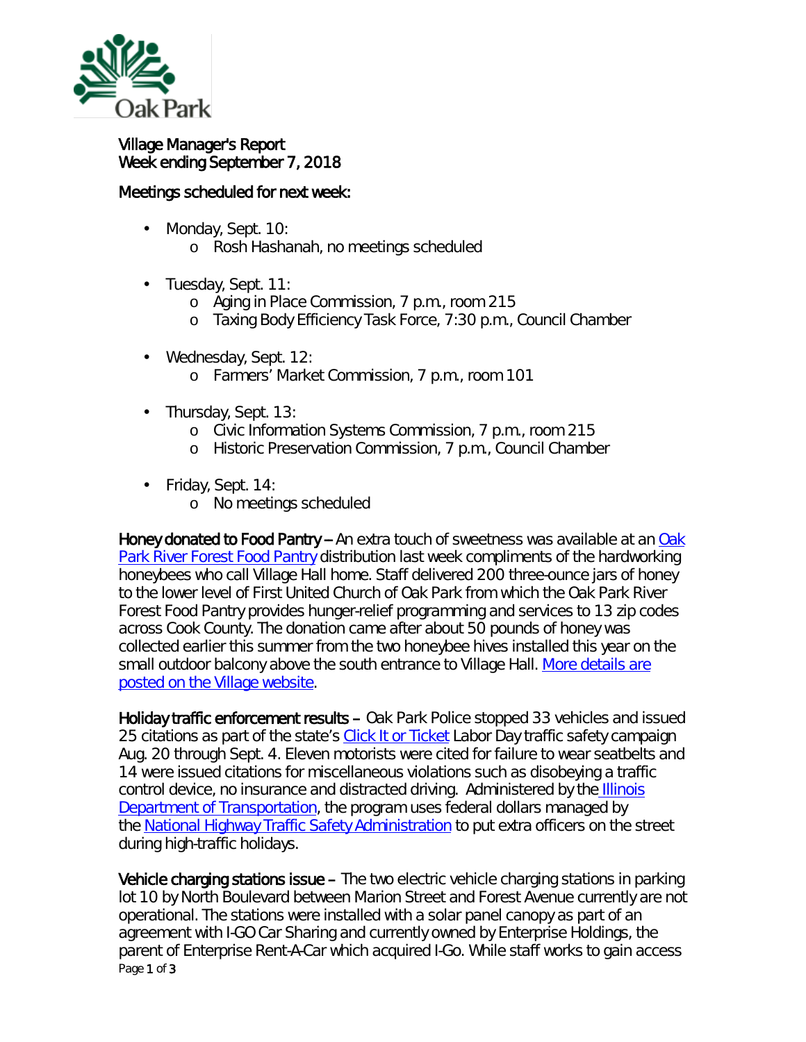Village Manager's Report
Week ending September 7, 2018

Meetings scheduled for next week:

- Monday, Sept. 10:
  - Rosh Hashanah, no meetings scheduled
- Tuesday, Sept. 11:
  - Aging in Place Commission, 7 p.m., room 215
  - Taxing Body Efficiency Task Force, 7:30 p.m., Council Chamber
- Wednesday, Sept. 12:
  - Farmers' Market Commission, 7 p.m., room 101
- Thursday, Sept. 13:
  - Civic Information Systems Commission, 7 p.m., room 215
  - Historic Preservation Commission, 7 p.m., Council Chamber
- Friday, Sept. 14:
  - No meetings scheduled

**Honey donated to Food Pantry –** An extra touch of sweetness was available at an Oak Park River Forest Food Pantry distribution last week compliments of the hardworking honeybees who call Village Hall home. Staff delivered 200 three-ounce jars of honey to the lower level of First United Church of Oak Park from which the Oak Park River Forest Food Pantry provides hunger-relief programming and services to 13 zip codes across Cook County. The donation came after about 50 pounds of honey was collected earlier this summer from the two honeybee hives installed this year on the small outdoor balcony above the south entrance to Village Hall. More details are posted on the Village website.

**Holiday traffic enforcement results –** Oak Park Police stopped 33 vehicles and issued 25 citations as part of the state's Click It or Ticket Labor Day traffic safety campaign Aug. 20 through Sept. 4. Eleven motorists were cited for failure to wear seatbelts and 14 were issued citations for miscellaneous violations such as disobeying a traffic control device, no insurance and distracted driving. Administered by the Illinois Department of Transportation, the program uses federal dollars managed by the National Highway Traffic Safety Administration to put extra officers on the street during high-traffic holidays.

**Vehicle charging stations issue –** The two electric vehicle charging stations in parking lot 10 by North Boulevard between Marion Street and Forest Avenue currently are not operational. The stations were installed with a solar panel canopy as part of an agreement with I-GO Car Sharing and currently owned by Enterprise Holdings, the parent of Enterprise Rent-A-Car which acquired I-Go. While staff works to gain access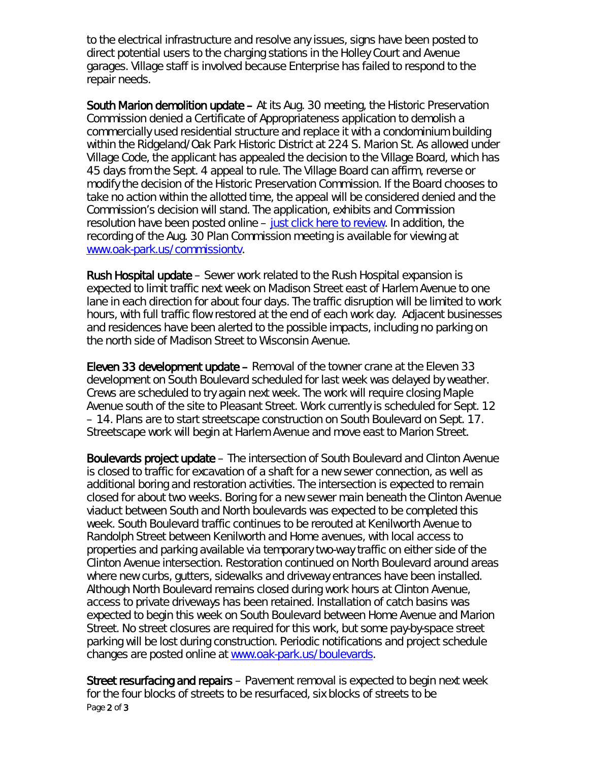to the electrical infrastructure and resolve any issues, signs have been posted to direct potential users to the charging stations in the Holley Court and Avenue garages. Village staff is involved because Enterprise has failed to respond to the repair needs.

**South Marion demolition update –** At its Aug. 30 meeting, the Historic Preservation Commission denied a Certificate of Appropriateness application to demolish a commercially used residential structure and replace it with a condominium building within the Ridgeland/Oak Park Historic District at 224 S. Marion St. As allowed under Village Code, the applicant has appealed the decision to the Village Board, which has 45 days from the Sept. 4 appeal to rule. The Village Board can affirm, reverse or modify the decision of the Historic Preservation Commission. If the Board chooses to take no action within the allotted time, the appeal will be considered denied and the Commission's decision will stand. The application, exhibits and Commission resolution have been posted online – [just click here to review](). In addition, the recording of the Aug. 30 Plan Commission meeting is available for viewing at [www.oak-park.us/commissiontv](www.oak-park.us/commissiontv).

**Rush Hospital update** – Sewer work related to the Rush Hospital expansion is expected to limit traffic next week on Madison Street east of Harlem Avenue to one lane in each direction for about four days. The traffic disruption will be limited to work hours, with full traffic flow restored at the end of each work day. Adjacent businesses and residences have been alerted to the possible impacts, including no parking on the north side of Madison Street to Wisconsin Avenue.

**Eleven 33 development update –** Removal of the towner crane at the Eleven 33 development on South Boulevard scheduled for last week was delayed by weather. Crews are scheduled to try again next week. The work will require closing Maple Avenue south of the site to Pleasant Street. Work currently is scheduled for Sept. 12 – 14. Plans are to start streetscape construction on South Boulevard on Sept. 17. Streetscape work will begin at Harlem Avenue and move east to Marion Street.

**Boulevards project update** – The intersection of South Boulevard and Clinton Avenue is closed to traffic for excavation of a shaft for a new sewer connection, as well as additional boring and restoration activities. The intersection is expected to remain closed for about two weeks. Boring for a new sewer main beneath the Clinton Avenue viaduct between South and North boulevards was expected to be completed this week. South Boulevard traffic continues to be rerouted at Kenilworth Avenue to Randolph Street between Kenilworth and Home avenues, with local access to properties and parking available via temporary two-way traffic on either side of the Clinton Avenue intersection. Restoration continued on North Boulevard around areas where new curbs, gutters, sidewalks and driveway entrances have been installed. Although North Boulevard remains closed during work hours at Clinton Avenue, access to private driveways has been retained. Installation of catch basins was expected to begin this week on South Boulevard between Home Avenue and Marion Street. No street closures are required for this work, but some pay-by-space street parking will be lost during construction. Periodic notifications and project schedule changes are posted online at [www.oak-park.us/boulevards](www.oak-park.us/boulevards).

**Street resurfacing and repairs** – Pavement removal is expected to begin next week for the four blocks of streets to be resurfaced, six blocks of streets to be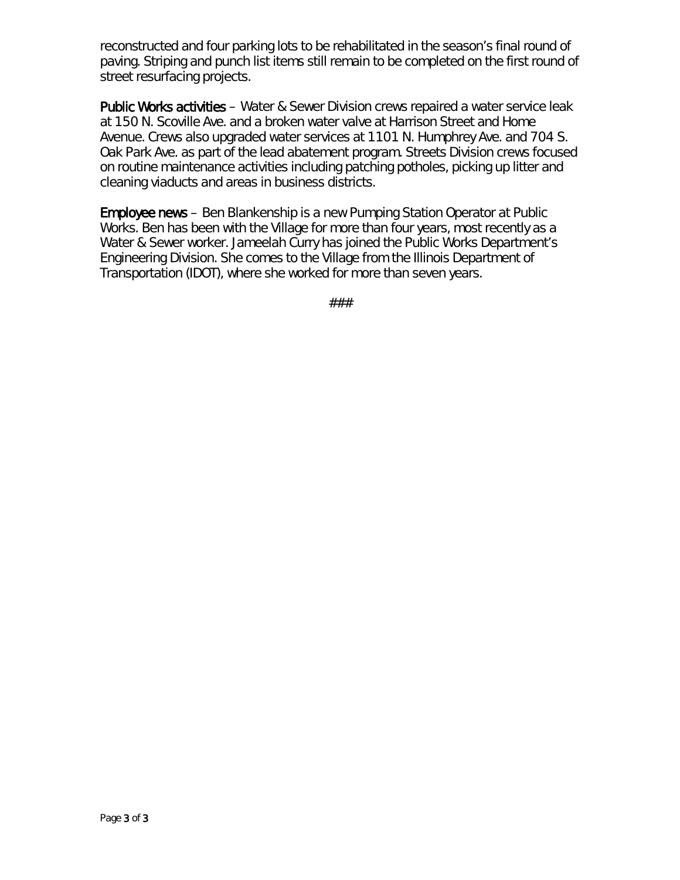reconstructed and four parking lots to be rehabilitated in the season's final round of paving. Striping and punch list items still remain to be completed on the first round of street resurfacing projects.

**Public Works activities** – Water & Sewer Division crews repaired a water service leak at 150 N. Scoville Ave. and a broken water valve at Harrison Street and Home Avenue. Crews also upgraded water services at 1101 N. Humphrey Ave. and 704 S. Oak Park Ave. as part of the lead abatement program. Streets Division crews focused on routine maintenance activities including patching potholes, picking up litter and cleaning viaducts and areas in business districts.

**Employee news** – Ben Blankenship is a new Pumping Station Operator at Public Works. Ben has been with the Village for more than four years, most recently as a Water & Sewer worker. Jameelah Curry has joined the Public Works Department's Engineering Division. She comes to the Village from the Illinois Department of Transportation (IDOT), where she worked for more than seven years.

###